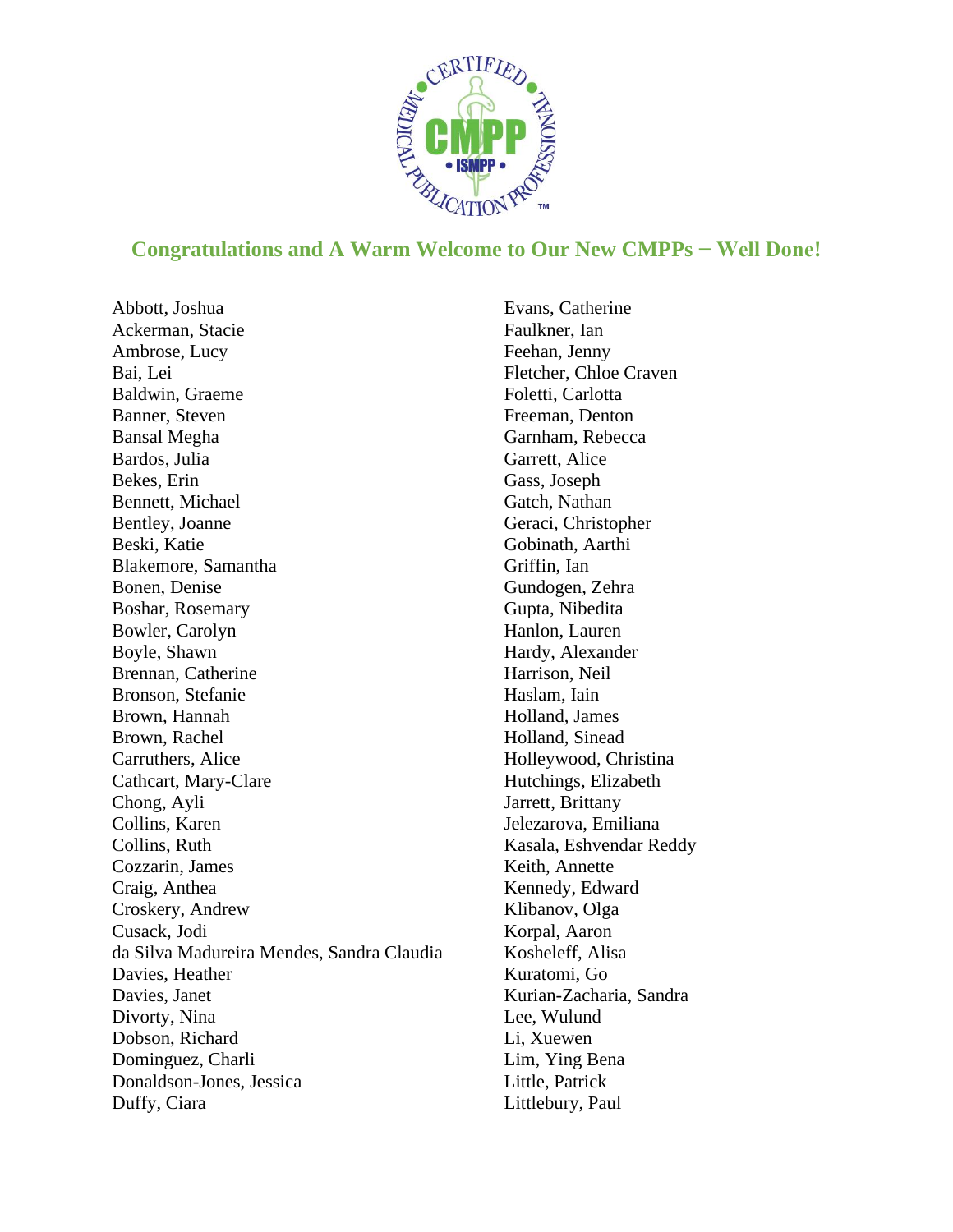## Congratulations and A Warm Welcome to Our New CMPPs – Well Done!

Abbott, Joshua
Ackerman, Stacie
Ambrose, Lucy
Bai, Lei
Baldwin, Graeme
Banner, Steven
Bansal Megha
Bardos, Julia
Bekes, Erin
Bennett, Michael
Bentley, Joanne
Beski, Katie
Blakemore, Samantha
Bonen, Denise
Boshar, Rosemary
Bowler, Carolyn
Boyle, Shawn
Brennan, Catherine
Bronson, Stefanie
Brown, Hannah
Brown, Rachel
Carruthers, Alice
Cathcart, Mary-Clare
Chong, Ayli
Collins, Karen
Collins, Ruth
Cozzarin, James
Craig, Anthea
Croskery, Andrew
Cusack, Jodi
da Silva Madureira Mendes, Sandra Claudia
Davies, Heather
Davies, Janet
Divorty, Nina
Dobson, Richard
Dominguez, Charli
Donaldson-Jones, Jessica
Duffy, Ciara
Evans, Catherine
Faulkner, Ian
Feehan, Jenny
Fletcher, Chloe Craven
Foletti, Carlotta
Freeman, Denton
Garnham, Rebecca
Garrett, Alice
Gass, Joseph
Gatch, Nathan
Geraci, Christopher
Gobinath, Aarthi
Griffin, Ian
Gundogen, Zehra
Gupta, Nibedita
Hanlon, Lauren
Hardy, Alexander
Harrison, Neil
Haslam, Iain
Holland, James
Holland, Sinead
Holleywood, Christina
Hutchings, Elizabeth
Jarrett, Brittany
Jelezarova, Emiliana
Kasala, Eshvendar Reddy
Keith, Annette
Kennedy, Edward
Klibanov, Olga
Korpal, Aaron
Kosheleff, Alisa
Kuratomi, Go
Kurian-Zacharia, Sandra
Lee, Wulund
Li, Xuewen
Lim, Ying Bena
Little, Patrick
Littlebury, Paul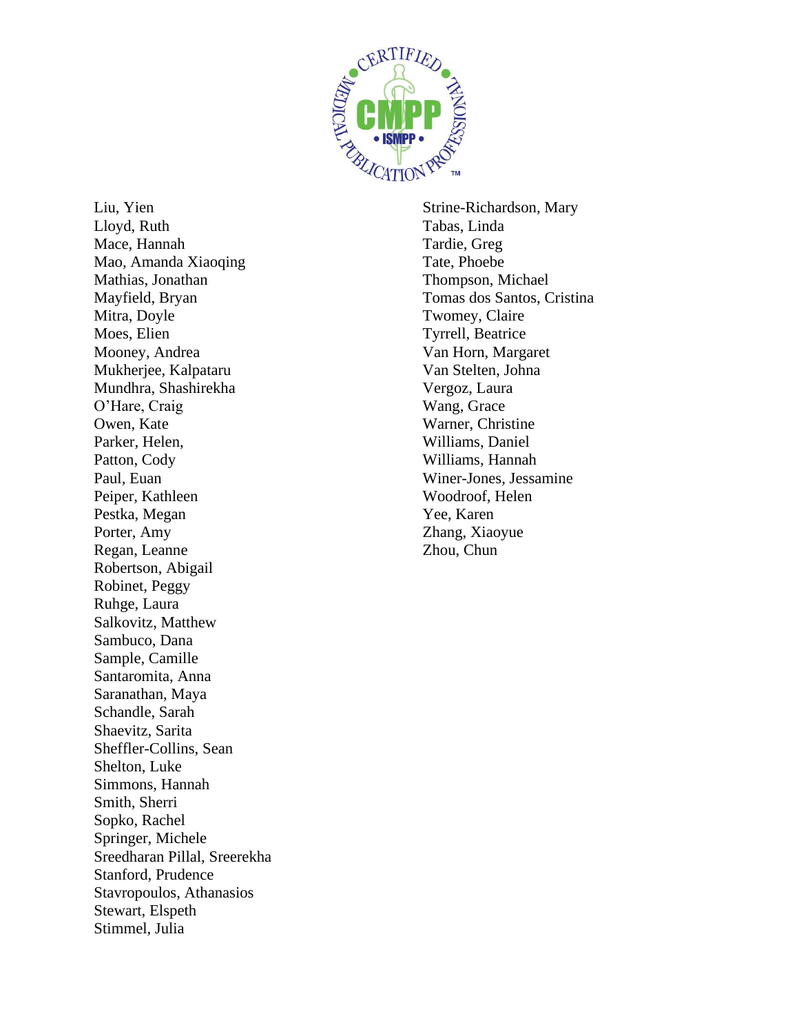Liu, Yien
Lloyd, Ruth
Mace, Hannah
Mao, Amanda Xiaoqing
Mathias, Jonathan
Mayfield, Bryan
Mitra, Doyle
Moes, Elien
Mooney, Andrea
Mukherjee, Kalpataru
Mundhra, Shashirekha
O'Hare, Craig
Owen, Kate
Parker, Helen,
Patton, Cody
Paul, Euan
Peiper, Kathleen
Pestka, Megan
Porter, Amy
Regan, Leanne
Robertson, Abigail
Robinet, Peggy
Ruhge, Laura
Salkovitz, Matthew
Sambuco, Dana
Sample, Camille
Santaromita, Anna
Saranathan, Maya
Schandle, Sarah
Shaevitz, Sarita
Sheffler-Collins, Sean
Shelton, Luke
Simmons, Hannah
Smith, Sherri
Sopko, Rachel
Springer, Michele
Sreedharan Pillal, Sreerekha
Stanford, Prudence
Stavropoulos, Athanasios
Stewart, Elspeth
Stimmel, Julia
Strine-Richardson, Mary
Tabas, Linda
Tardie, Greg
Tate, Phoebe
Thompson, Michael
Tomas dos Santos, Cristina
Twomey, Claire
Tyrrell, Beatrice
Van Horn, Margaret
Van Stelten, Johna
Vergoz, Laura
Wang, Grace
Warner, Christine
Williams, Daniel
Williams, Hannah
Winer-Jones, Jessamine
Woodroof, Helen
Yee, Karen
Zhang, Xiaoyue
Zhou, Chun